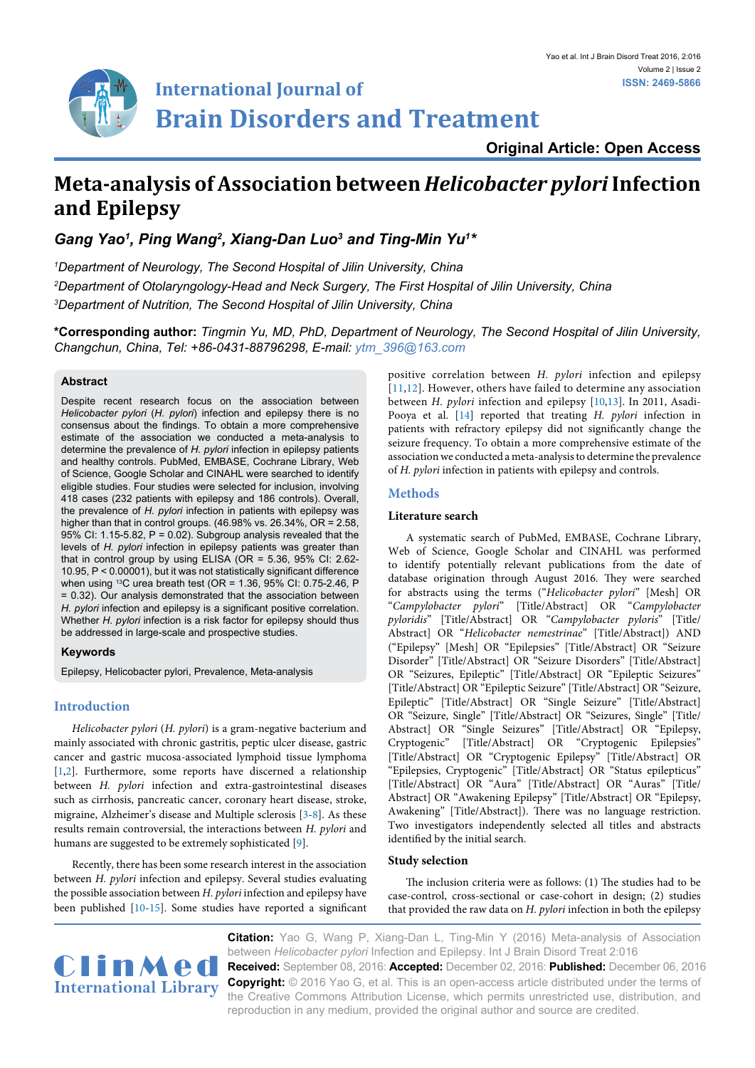# International Journal of Brain Disorders and Treatment

**Original Article: Open Access**

# Meta-analysis of Association between *Helicobacter pylori* Infection and Epilepsy

***Gang Yao[1], Ping Wang[2], Xiang-Dan Luo[3] and Ting-Min Yu[1]\****

*[1]Department of Neurology, The Second Hospital of Jilin University, China*

*[2]Department of Otolaryngology-Head and Neck Surgery, The First Hospital of Jilin University, China*

*[3]Department of Nutrition, The Second Hospital of Jilin University, China*

**\*Corresponding author:** *Tingmin Yu, MD, PhD, Department of Neurology, The Second Hospital of Jilin University, Changchun, China, Tel: +86-0431-88796298, E-mail: ytm_396@163.com*

## Abstract

Despite recent research focus on the association between *Helicobacter pylori* (*H. pylori*) infection and epilepsy there is no consensus about the findings. To obtain a more comprehensive estimate of the association we conducted a meta-analysis to determine the prevalence of *H. pylori* infection in epilepsy patients and healthy controls. PubMed, EMBASE, Cochrane Library, Web of Science, Google Scholar and CINAHL were searched to identify eligible studies. Four studies were selected for inclusion, involving 418 cases (232 patients with epilepsy and 186 controls). Overall, the prevalence of *H. pylori* infection in patients with epilepsy was higher than that in control groups. (46.98% vs. 26.34%, OR = 2.58, 95% CI: 1.15-5.82, P = 0.02). Subgroup analysis revealed that the levels of *H. pylori* infection in epilepsy patients was greater than that in control group by using ELISA (OR = 5.36, 95% CI: 2.62-10.95, P < 0.00001), but it was not statistically significant difference when using $^{13}C$ urea breath test (OR = 1.36, 95% CI: 0.75-2.46, P = 0.32). Our analysis demonstrated that the association between *H. pylori* infection and epilepsy is a significant positive correlation. Whether *H. pylori* infection is a risk factor for epilepsy should thus be addressed in large-scale and prospective studies.

### Keywords

Epilepsy, Helicobacter pylori, Prevalence, Meta-analysis

## Introduction

*Helicobacter pylori* (*H. pylori*) is a gram-negative bacterium and mainly associated with chronic gastritis, peptic ulcer disease, gastric cancer and gastric mucosa-associated lymphoid tissue lymphoma [1,2]. Furthermore, some reports have discerned a relationship between *H. pylori* infection and extra-gastrointestinal diseases such as cirrhosis, pancreatic cancer, coronary heart disease, stroke, migraine, Alzheimer's disease and Multiple sclerosis [3-8]. As these results remain controversial, the interactions between *H. pylori* and humans are suggested to be extremely sophisticated [9].

Recently, there has been some research interest in the association between *H. pylori* infection and epilepsy. Several studies evaluating the possible association between *H. pylori* infection and epilepsy have been published [10-15]. Some studies have reported a significant positive correlation between *H. pylori* infection and epilepsy [11,12]. However, others have failed to determine any association between *H. pylori* infection and epilepsy [10,13]. In 2011, Asadi-Pooya et al. [14] reported that treating *H. pylori* infection in patients with refractory epilepsy did not significantly change the seizure frequency. To obtain a more comprehensive estimate of the association we conducted a meta-analysis to determine the prevalence of *H. pylori* infection in patients with epilepsy and controls.

## Methods

### Literature search

A systematic search of PubMed, EMBASE, Cochrane Library, Web of Science, Google Scholar and CINAHL was performed to identify potentially relevant publications from the date of database origination through August 2016. They were searched for abstracts using the terms ("*Helicobacter pylori*" [Mesh] OR "*Campylobacter pylori*" [Title/Abstract] OR "*Campylobacter pyloridis*" [Title/Abstract] OR "*Campylobacter pyloris*" [Title/Abstract] OR "*Helicobacter nemestrinae*" [Title/Abstract]) AND ("Epilepsy" [Mesh] OR "Epilepsies" [Title/Abstract] OR "Seizure Disorder" [Title/Abstract] OR "Seizure Disorders" [Title/Abstract] OR "Seizures, Epileptic" [Title/Abstract] OR "Epileptic Seizures" [Title/Abstract] OR "Epileptic Seizure" [Title/Abstract] OR "Seizure, Epileptic" [Title/Abstract] OR "Single Seizure" [Title/Abstract] OR "Seizure, Single" [Title/Abstract] OR "Seizures, Single" [Title/Abstract] OR "Single Seizures" [Title/Abstract] OR "Epilepsy, Cryptogenic" [Title/Abstract] OR "Cryptogenic Epilepsies" [Title/Abstract] OR "Cryptogenic Epilepsy" [Title/Abstract] OR "Epilepsies, Cryptogenic" [Title/Abstract] OR "Status epilepticus" [Title/Abstract] OR "Aura" [Title/Abstract] OR "Auras" [Title/Abstract] OR "Awakening Epilepsy" [Title/Abstract] OR "Epilepsy, Awakening" [Title/Abstract]). There was no language restriction. Two investigators independently selected all titles and abstracts identified by the initial search.

### Study selection

The inclusion criteria were as follows: (1) The studies had to be case-control, cross-sectional or case-cohort in design; (2) studies that provided the raw data on *H. pylori* infection in both the epilepsy

**Citation:** Yao G, Wang P, Xiang-Dan L, Ting-Min Y (2016) Meta-analysis of Association between *Helicobacter pylori* Infection and Epilepsy. Int J Brain Disord Treat 2:016

**Received:** September 08, 2016: **Accepted:** December 02, 2016: **Published:** December 06, 2016

**Copyright:** © 2016 Yao G, et al. This is an open-access article distributed under the terms of the Creative Commons Attribution License, which permits unrestricted use, distribution, and reproduction in any medium, provided the original author and source are credited.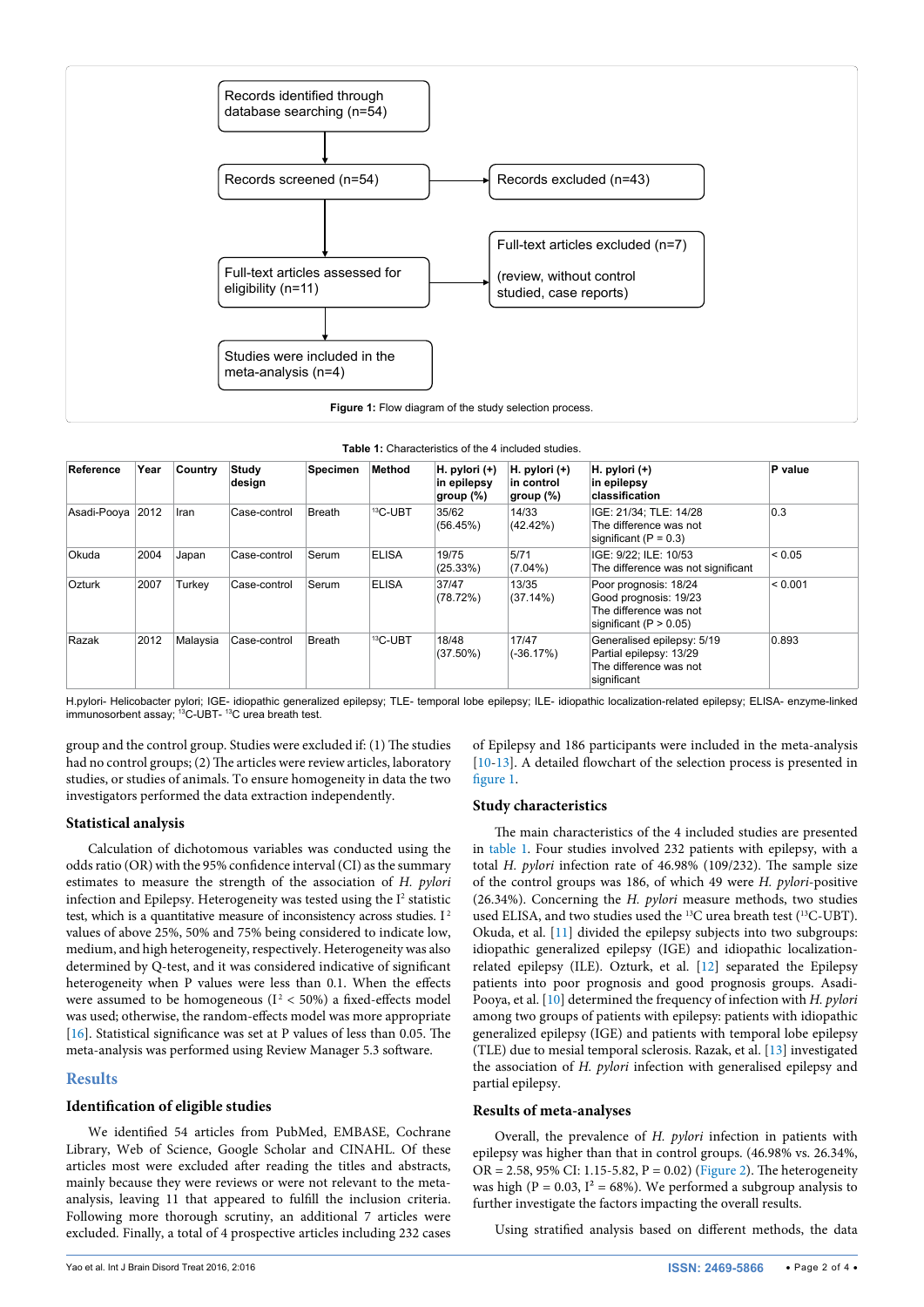Records identified through database searching (n=54)

Records screened (n=54)

Records excluded (n=43)

Full-text articles assessed for eligibility (n=11)

Full-text articles excluded (n=7)

(review, without control studied, case reports)

Studies were included in the meta-analysis (n=4)

**Figure 1:** Flow diagram of the study selection process.

**Table 1:** Characteristics of the 4 included studies.

| Reference | Year | Country | Study design | Specimen | Method | H. pylori (+) in epilepsy group (%) | H. pylori (+) in control group (%) | H. pylori (+) in epilepsy classification | P value |
|---|---|---|---|---|---|---|---|---|---|
| Asadi-Pooya | 2012 | Iran | Case-control | Breath | $^{13}$C-UBT | 35/62 (56.45%) | 14/33 (42.42%) | IGE: 21/34; TLE: 14/28 The difference was not significant (P = 0.3) | 0.3 |
| Okuda | 2004 | Japan | Case-control | Serum | ELISA | 19/75 (25.33%) | 5/71 (7.04%) | IGE: 9/22; ILE: 10/53 The difference was not significant | < 0.05 |
| Ozturk | 2007 | Turkey | Case-control | Serum | ELISA | 37/47 (78.72%) | 13/35 (37.14%) | Poor prognosis: 18/24 Good prognosis: 19/23 The difference was not significant (P > 0.05) | < 0.001 |
| Razak | 2012 | Malaysia | Case-control | Breath | $^{13}$C-UBT | 18/48 (37.50%) | 17/47 (-36.17%) | Generalised epilepsy: 5/19 Partial epilepsy: 13/29 The difference was not significant | 0.893 |

H.pylori- Helicobacter pylori; IGE- idiopathic generalized epilepsy; TLE- temporal lobe epilepsy; ILE- idiopathic localization-related epilepsy; ELISA- enzyme-linked immunosorbent assay; $^{13}$C-UBT- $^{13}$C urea breath test.

group and the control group. Studies were excluded if: (1) The studies had no control groups; (2) The articles were review articles, laboratory studies, or studies of animals. To ensure homogeneity in data the two investigators performed the data extraction independently.

### Statistical analysis

Calculation of dichotomous variables was conducted using the odds ratio (OR) with the 95% confidence interval (CI) as the summary estimates to measure the strength of the association of *H. pylori* infection and Epilepsy. Heterogeneity was tested using the $I^2$ statistic test, which is a quantitative measure of inconsistency across studies. $I^2$ values of above 25%, 50% and 75% being considered to indicate low, medium, and high heterogeneity, respectively. Heterogeneity was also determined by Q-test, and it was considered indicative of significant heterogeneity when P values were less than 0.1. When the effects were assumed to be homogeneous ($I^2 < 50\%$) a fixed-effects model was used; otherwise, the random-effects model was more appropriate [16]. Statistical significance was set at P values of less than 0.05. The meta-analysis was performed using Review Manager 5.3 software.

## Results

### Identification of eligible studies

We identified 54 articles from PubMed, EMBASE, Cochrane Library, Web of Science, Google Scholar and CINAHL. Of these articles most were excluded after reading the titles and abstracts, mainly because they were reviews or were not relevant to the meta-analysis, leaving 11 that appeared to fulfill the inclusion criteria. Following more thorough scrutiny, an additional 7 articles were excluded. Finally, a total of 4 prospective articles including 232 cases of Epilepsy and 186 participants were included in the meta-analysis [10-13]. A detailed flowchart of the selection process is presented in figure 1.

### Study characteristics

The main characteristics of the 4 included studies are presented in table 1. Four studies involved 232 patients with epilepsy, with a total *H. pylori* infection rate of 46.98% (109/232). The sample size of the control groups was 186, of which 49 were *H. pylori*-positive (26.34%). Concerning the *H. pylori* measure methods, two studies used ELISA, and two studies used the $^{13}$C urea breath test ($^{13}$C-UBT). Okuda, et al. [11] divided the epilepsy subjects into two subgroups: idiopathic generalized epilepsy (IGE) and idiopathic localization-related epilepsy (ILE). Ozturk, et al. [12] separated the Epilepsy patients into poor prognosis and good prognosis groups. Asadi-Pooya, et al. [10] determined the frequency of infection with *H. pylori* among two groups of patients with epilepsy: patients with idiopathic generalized epilepsy (IGE) and patients with temporal lobe epilepsy (TLE) due to mesial temporal sclerosis. Razak, et al. [13] investigated the association of *H. pylori* infection with generalised epilepsy and partial epilepsy.

### Results of meta-analyses

Overall, the prevalence of *H. pylori* infection in patients with epilepsy was higher than that in control groups. (46.98% vs. 26.34%, OR = 2.58, 95% CI: 1.15-5.82, P = 0.02) (Figure 2). The heterogeneity was high (P = 0.03, $I^2 = 68\%$). We performed a subgroup analysis to further investigate the factors impacting the overall results.

Using stratified analysis based on different methods, the data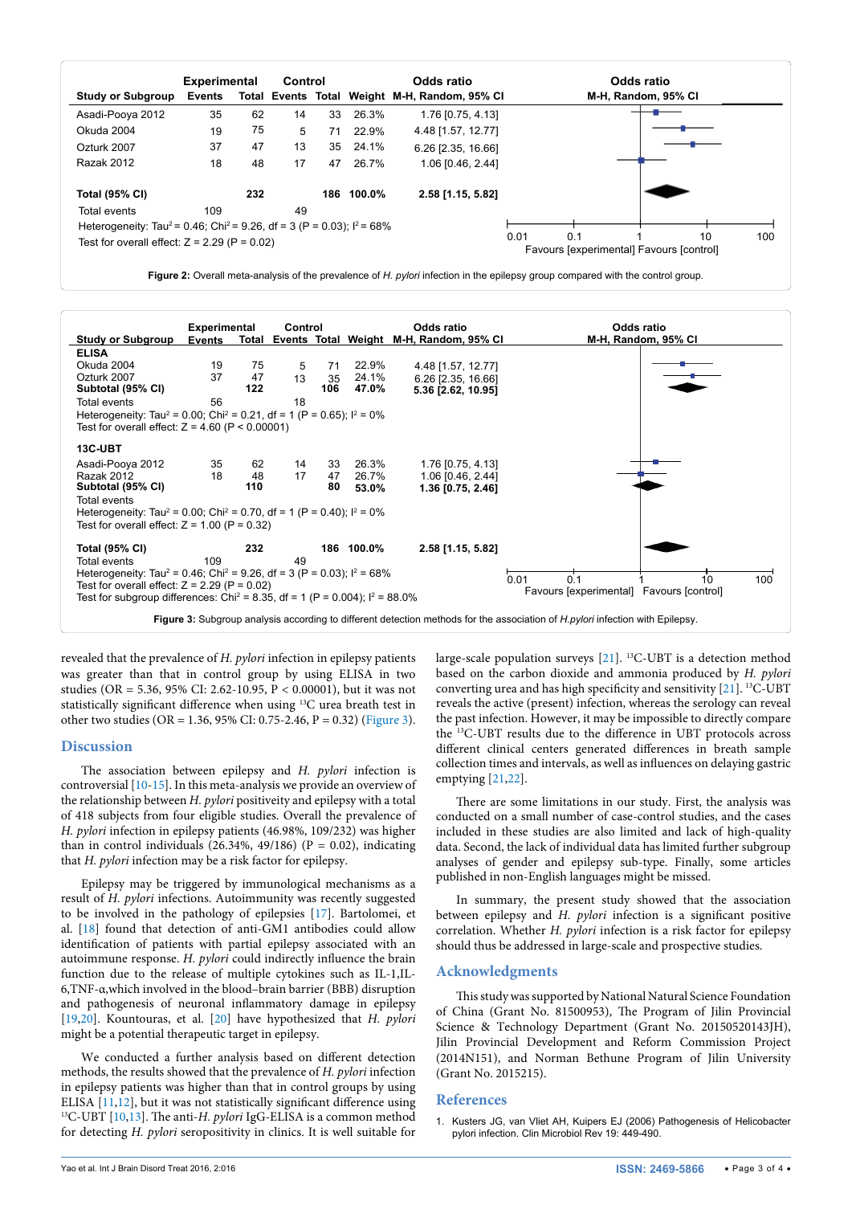| Study or Subgroup | Experimental Events | Experimental Total | Control Events | Control Total | Weight | Odds ratio M-H, Random, 95% CI |
|---|---|---|---|---|---|---|
| Asadi-Pooya 2012 | 35 | 62 | 14 | 33 | 26.3% | 1.76 [0.75, 4.13] |
| Okuda 2004 | 19 | 75 | 5 | 71 | 22.9% | 4.48 [1.57, 12.77] |
| Ozturk 2007 | 37 | 47 | 13 | 35 | 24.1% | 6.26 [2.35, 16.66] |
| Razak 2012 | 18 | 48 | 17 | 47 | 26.7% | 1.06 [0.46, 2.44] |
| **Total (95% CI)** | | **232** | | **186** | **100.0%** | **2.58 [1.15, 5.82]** |
| Total events | 109 | | 49 | | | |

Heterogeneity: $Tau^2 = 0.46$; $Chi^2 = 9.26$, df = 3 (P = 0.03); $I^2 = 68\%$

Test for overall effect: Z = 2.29 (P = 0.02)

Favours [experimental] Favours [control]

**Figure 2:** Overall meta-analysis of the prevalence of *H. pylori* infection in the epilepsy group compared with the control group.

| Study or Subgroup | Experimental Events | Experimental Total | Control Events | Control Total | Weight | Odds ratio M-H, Random, 95% CI |
|---|---|---|---|---|---|---|
| **ELISA** | | | | | | |
| Okuda 2004 | 19 | 75 | 5 | 71 | 22.9% | 4.48 [1.57, 12.77] |
| Ozturk 2007 | 37 | 47 | 13 | 35 | 24.1% | 6.26 [2.35, 16.66] |
| **Subtotal (95% CI)** | | **122** | | **106** | **47.0%** | **5.36 [2.62, 10.95]** |
| Total events | 56 | | 18 | | | |
| Heterogeneity: $Tau^2 = 0.00$; $Chi^2 = 0.21$, df = 1 (P = 0.65); $I^2 = 0\%$ | | | | | | |
| Test for overall effect: Z = 4.60 (P < 0.00001) | | | | | | |
| **13C-UBT** | | | | | | |
| Asadi-Pooya 2012 | 35 | 62 | 14 | 33 | 26.3% | 1.76 [0.75, 4.13] |
| Razak 2012 | 18 | 48 | 17 | 47 | 26.7% | 1.06 [0.46, 2.44] |
| **Subtotal (95% CI)** | | **110** | | **80** | **53.0%** | **1.36 [0.75, 2.46]** |
| Total events | | | | | | |
| Heterogeneity: $Tau^2 = 0.00$; $Chi^2 = 0.70$, df = 1 (P = 0.40); $I^2 = 0\%$ | | | | | | |
| Test for overall effect: Z = 1.00 (P = 0.32) | | | | | | |
| **Total (95% CI)** | | **232** | | **186** | **100.0%** | **2.58 [1.15, 5.82]** |
| Total events | 109 | | 49 | | | |

Heterogeneity: $Tau^2 = 0.46$; $Chi^2 = 9.26$, df = 3 (P = 0.03); $I^2 = 68\%$

Test for overall effect: Z = 2.29 (P = 0.02)

Test for subgroup differences: $Chi^2 = 8.35$, df = 1 (P = 0.004); $I^2 = 88.0\%$

Favours [experimental] Favours [control]

**Figure 3:** Subgroup analysis according to different detection methods for the association of *H.pylori* infection with Epilepsy.

revealed that the prevalence of *H. pylori* infection in epilepsy patients was greater than that in control group by using ELISA in two studies (OR = 5.36, 95% CI: 2.62-10.95, P < 0.00001), but it was not statistically significant difference when using $^{13}C$ urea breath test in other two studies (OR = 1.36, 95% CI: 0.75-2.46, P = 0.32) (Figure 3).

## Discussion

The association between epilepsy and *H. pylori* infection is controversial [10-15]. In this meta-analysis we provide an overview of the relationship between *H. pylori* positiveity and epilepsy with a total of 418 subjects from four eligible studies. Overall the prevalence of *H. pylori* infection in epilepsy patients (46.98%, 109/232) was higher than in control individuals (26.34%, 49/186) (P = 0.02), indicating that *H. pylori* infection may be a risk factor for epilepsy.

Epilepsy may be triggered by immunological mechanisms as a result of *H. pylori* infections. Autoimmunity was recently suggested to be involved in the pathology of epilepsies [17]. Bartolomei, et al. [18] found that detection of anti-GM1 antibodies could allow identification of patients with partial epilepsy associated with an autoimmune response. *H. pylori* could indirectly influence the brain function due to the release of multiple cytokines such as IL-1,IL-6,TNF-α,which involved in the blood–brain barrier (BBB) disruption and pathogenesis of neuronal inflammatory damage in epilepsy [19,20]. Kountouras, et al. [20] have hypothesized that *H. pylori* might be a potential therapeutic target in epilepsy.

We conducted a further analysis based on different detection methods, the results showed that the prevalence of *H. pylori* infection in epilepsy patients was higher than that in control groups by using ELISA [11,12], but it was not statistically significant difference using $^{13}C$-UBT [10,13]. The anti-*H. pylori* IgG-ELISA is a common method for detecting *H. pylori* seropositivity in clinics. It is well suitable for large-scale population surveys [21]. $^{13}C$-UBT is a detection method based on the carbon dioxide and ammonia produced by *H. pylori* converting urea and has high specificity and sensitivity [21]. $^{13}C$-UBT reveals the active (present) infection, whereas the serology can reveal the past infection. However, it may be impossible to directly compare the $^{13}C$-UBT results due to the difference in UBT protocols across different clinical centers generated differences in breath sample collection times and intervals, as well as influences on delaying gastric emptying [21,22].

There are some limitations in our study. First, the analysis was conducted on a small number of case-control studies, and the cases included in these studies are also limited and lack of high-quality data. Second, the lack of individual data has limited further subgroup analyses of gender and epilepsy sub-type. Finally, some articles published in non-English languages might be missed.

In summary, the present study showed that the association between epilepsy and *H. pylori* infection is a significant positive correlation. Whether *H. pylori* infection is a risk factor for epilepsy should thus be addressed in large-scale and prospective studies.

## Acknowledgments

This study was supported by National Natural Science Foundation of China (Grant No. 81500953), The Program of Jilin Provincial Science & Technology Department (Grant No. 20150520143JH), Jilin Provincial Development and Reform Commission Project (2014N151), and Norman Bethune Program of Jilin University (Grant No. 2015215).

## References

1. Kusters JG, van Vliet AH, Kuipers EJ (2006) Pathogenesis of Helicobacter pylori infection. Clin Microbiol Rev 19: 449-490.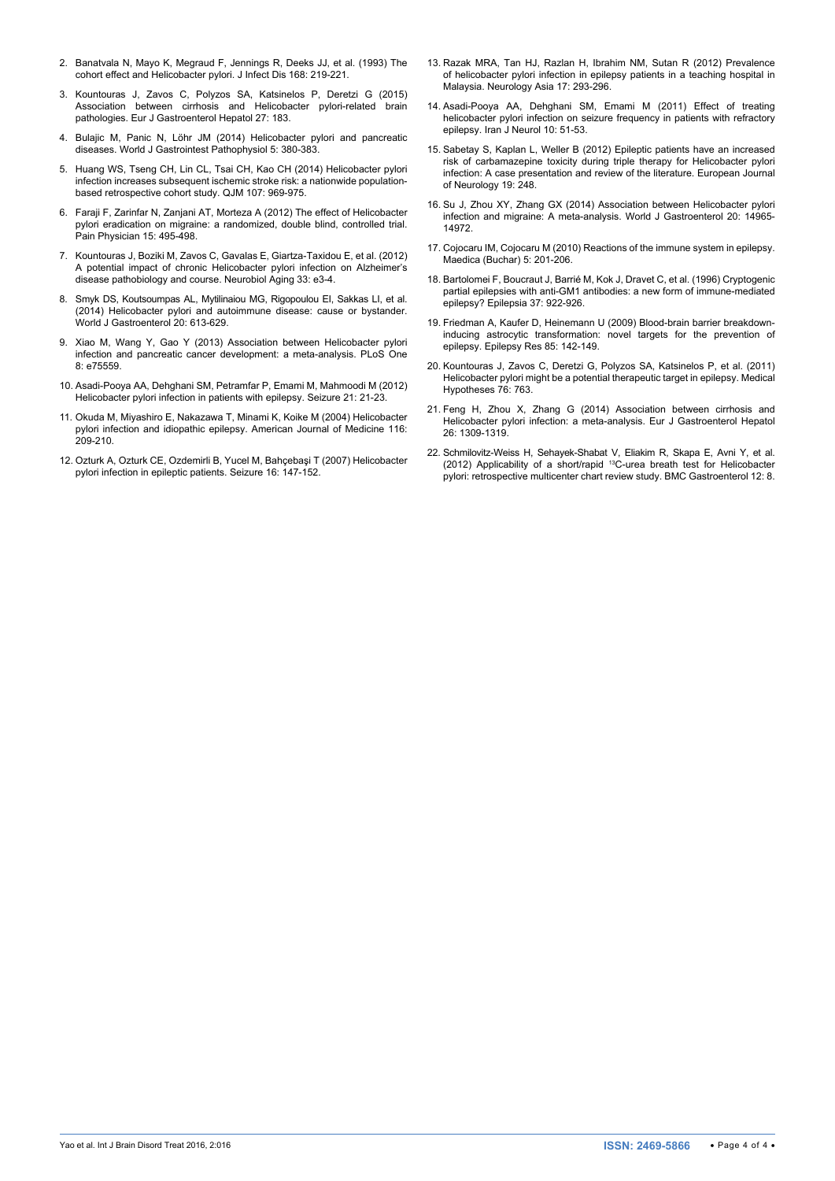2. Banatvala N, Mayo K, Megraud F, Jennings R, Deeks JJ, et al. (1993) The cohort effect and Helicobacter pylori. J Infect Dis 168: 219-221.

3. Kountouras J, Zavos C, Polyzos SA, Katsinelos P, Deretzi G (2015) Association between cirrhosis and Helicobacter pylori-related brain pathologies. Eur J Gastroenterol Hepatol 27: 183.

4. Bulajic M, Panic N, Löhr JM (2014) Helicobacter pylori and pancreatic diseases. World J Gastrointest Pathophysiol 5: 380-383.

5. Huang WS, Tseng CH, Lin CL, Tsai CH, Kao CH (2014) Helicobacter pylori infection increases subsequent ischemic stroke risk: a nationwide population-based retrospective cohort study. QJM 107: 969-975.

6. Faraji F, Zarinfar N, Zanjani AT, Morteza A (2012) The effect of Helicobacter pylori eradication on migraine: a randomized, double blind, controlled trial. Pain Physician 15: 495-498.

7. Kountouras J, Boziki M, Zavos C, Gavalas E, Giartza-Taxidou E, et al. (2012) A potential impact of chronic Helicobacter pylori infection on Alzheimer's disease pathobiology and course. Neurobiol Aging 33: e3-4.

8. Smyk DS, Koutsoumpas AL, Mytilinaiou MG, Rigopoulou EI, Sakkas LI, et al. (2014) Helicobacter pylori and autoimmune disease: cause or bystander. World J Gastroenterol 20: 613-629.

9. Xiao M, Wang Y, Gao Y (2013) Association between Helicobacter pylori infection and pancreatic cancer development: a meta-analysis. PLoS One 8: e75559.

10. Asadi-Pooya AA, Dehghani SM, Petramfar P, Emami M, Mahmoodi M (2012) Helicobacter pylori infection in patients with epilepsy. Seizure 21: 21-23.

11. Okuda M, Miyashiro E, Nakazawa T, Minami K, Koike M (2004) Helicobacter pylori infection and idiopathic epilepsy. American Journal of Medicine 116: 209-210.

12. Ozturk A, Ozturk CE, Ozdemirli B, Yucel M, Bahçebaşi T (2007) Helicobacter pylori infection in epileptic patients. Seizure 16: 147-152.

13. Razak MRA, Tan HJ, Razlan H, Ibrahim NM, Sutan R (2012) Prevalence of helicobacter pylori infection in epilepsy patients in a teaching hospital in Malaysia. Neurology Asia 17: 293-296.

14. Asadi-Pooya AA, Dehghani SM, Emami M (2011) Effect of treating helicobacter pylori infection on seizure frequency in patients with refractory epilepsy. Iran J Neurol 10: 51-53.

15. Sabetay S, Kaplan L, Weller B (2012) Epileptic patients have an increased risk of carbamazepine toxicity during triple therapy for Helicobacter pylori infection: A case presentation and review of the literature. European Journal of Neurology 19: 248.

16. Su J, Zhou XY, Zhang GX (2014) Association between Helicobacter pylori infection and migraine: A meta-analysis. World J Gastroenterol 20: 14965-14972.

17. Cojocaru IM, Cojocaru M (2010) Reactions of the immune system in epilepsy. Maedica (Buchar) 5: 201-206.

18. Bartolomei F, Boucraut J, Barrié M, Kok J, Dravet C, et al. (1996) Cryptogenic partial epilepsies with anti-GM1 antibodies: a new form of immune-mediated epilepsy? Epilepsia 37: 922-926.

19. Friedman A, Kaufer D, Heinemann U (2009) Blood-brain barrier breakdown-inducing astrocytic transformation: novel targets for the prevention of epilepsy. Epilepsy Res 85: 142-149.

20. Kountouras J, Zavos C, Deretzi G, Polyzos SA, Katsinelos P, et al. (2011) Helicobacter pylori might be a potential therapeutic target in epilepsy. Medical Hypotheses 76: 763.

21. Feng H, Zhou X, Zhang G (2014) Association between cirrhosis and Helicobacter pylori infection: a meta-analysis. Eur J Gastroenterol Hepatol 26: 1309-1319.

22. Schmilovitz-Weiss H, Sehayek-Shabat V, Eliakim R, Skapa E, Avni Y, et al. (2012) Applicability of a short/rapid $^{13}C$-urea breath test for Helicobacter pylori: retrospective multicenter chart review study. BMC Gastroenterol 12: 8.